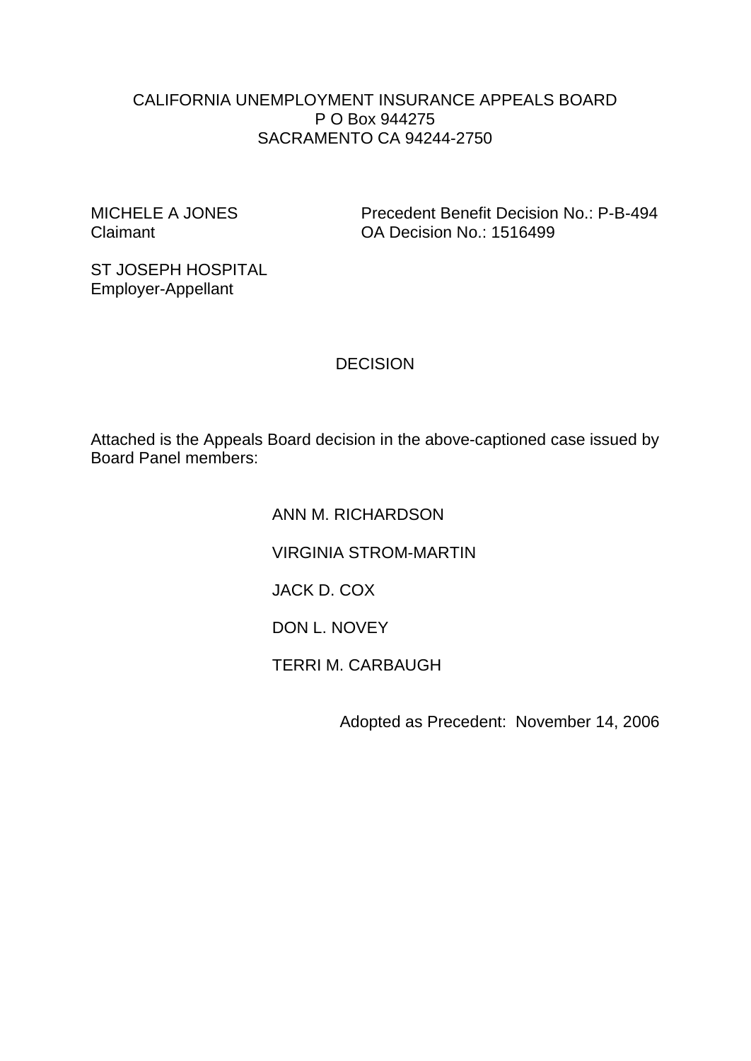CALIFORNIA UNEMPLOYMENT INSURANCE APPEALS BOARD
P O Box 944275
SACRAMENTO CA 94244-2750

MICHELE A JONES
Claimant

Precedent Benefit Decision No.: P-B-494
OA Decision No.: 1516499

ST JOSEPH HOSPITAL
Employer-Appellant

# DECISION

Attached is the Appeals Board decision in the above-captioned case issued by Board Panel members:

ANN M. RICHARDSON

VIRGINIA STROM-MARTIN

JACK D. COX

DON L. NOVEY

TERRI M. CARBAUGH

Adopted as Precedent: November 14, 2006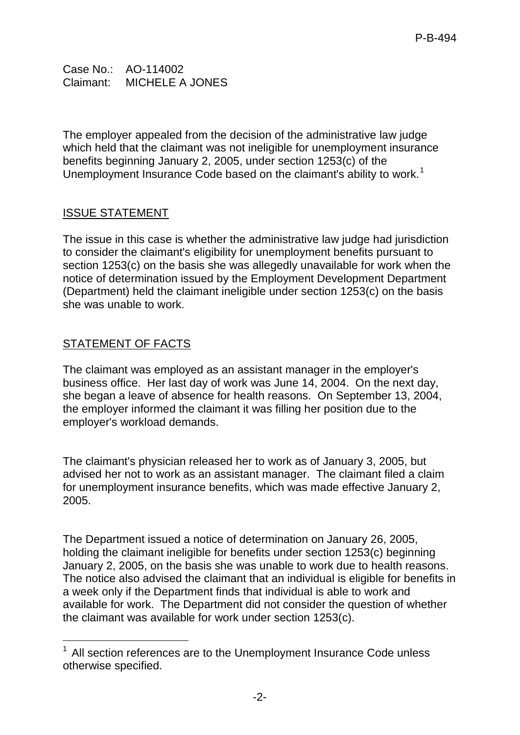Case No.: AO-114002
Claimant: MICHELE A JONES

The employer appealed from the decision of the administrative law judge which held that the claimant was not ineligible for unemployment insurance benefits beginning January 2, 2005, under section 1253(c) of the Unemployment Insurance Code based on the claimant's ability to work.[1]

## ISSUE STATEMENT

The issue in this case is whether the administrative law judge had jurisdiction to consider the claimant's eligibility for unemployment benefits pursuant to section 1253(c) on the basis she was allegedly unavailable for work when the notice of determination issued by the Employment Development Department (Department) held the claimant ineligible under section 1253(c) on the basis she was unable to work.

## STATEMENT OF FACTS

The claimant was employed as an assistant manager in the employer's business office. Her last day of work was June 14, 2004. On the next day, she began a leave of absence for health reasons. On September 13, 2004, the employer informed the claimant it was filling her position due to the employer's workload demands.

The claimant's physician released her to work as of January 3, 2005, but advised her not to work as an assistant manager. The claimant filed a claim for unemployment insurance benefits, which was made effective January 2, 2005.

The Department issued a notice of determination on January 26, 2005, holding the claimant ineligible for benefits under section 1253(c) beginning January 2, 2005, on the basis she was unable to work due to health reasons. The notice also advised the claimant that an individual is eligible for benefits in a week only if the Department finds that individual is able to work and available for work. The Department did not consider the question of whether the claimant was available for work under section 1253(c).

[1] All section references are to the Unemployment Insurance Code unless otherwise specified.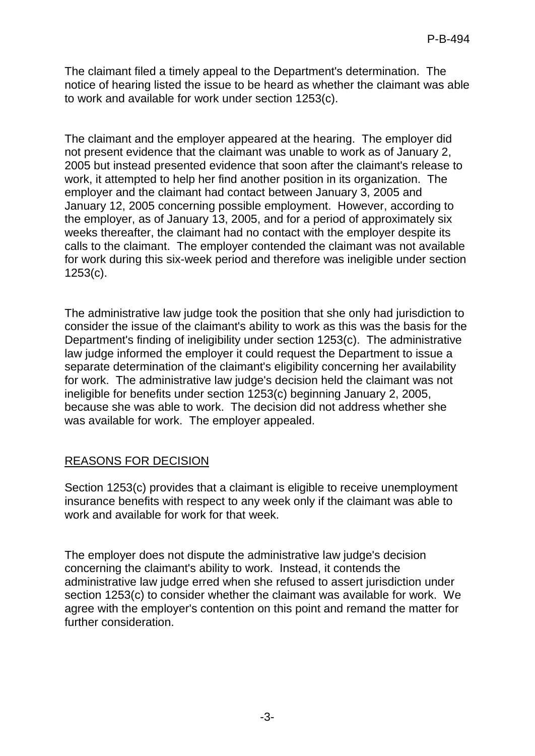The claimant filed a timely appeal to the Department's determination. The notice of hearing listed the issue to be heard as whether the claimant was able to work and available for work under section 1253(c).

The claimant and the employer appeared at the hearing. The employer did not present evidence that the claimant was unable to work as of January 2, 2005 but instead presented evidence that soon after the claimant's release to work, it attempted to help her find another position in its organization. The employer and the claimant had contact between January 3, 2005 and January 12, 2005 concerning possible employment. However, according to the employer, as of January 13, 2005, and for a period of approximately six weeks thereafter, the claimant had no contact with the employer despite its calls to the claimant. The employer contended the claimant was not available for work during this six-week period and therefore was ineligible under section 1253(c).

The administrative law judge took the position that she only had jurisdiction to consider the issue of the claimant's ability to work as this was the basis for the Department's finding of ineligibility under section 1253(c). The administrative law judge informed the employer it could request the Department to issue a separate determination of the claimant's eligibility concerning her availability for work. The administrative law judge's decision held the claimant was not ineligible for benefits under section 1253(c) beginning January 2, 2005, because she was able to work. The decision did not address whether she was available for work. The employer appealed.

## REASONS FOR DECISION

Section 1253(c) provides that a claimant is eligible to receive unemployment insurance benefits with respect to any week only if the claimant was able to work and available for work for that week.

The employer does not dispute the administrative law judge's decision concerning the claimant's ability to work. Instead, it contends the administrative law judge erred when she refused to assert jurisdiction under section 1253(c) to consider whether the claimant was available for work. We agree with the employer's contention on this point and remand the matter for further consideration.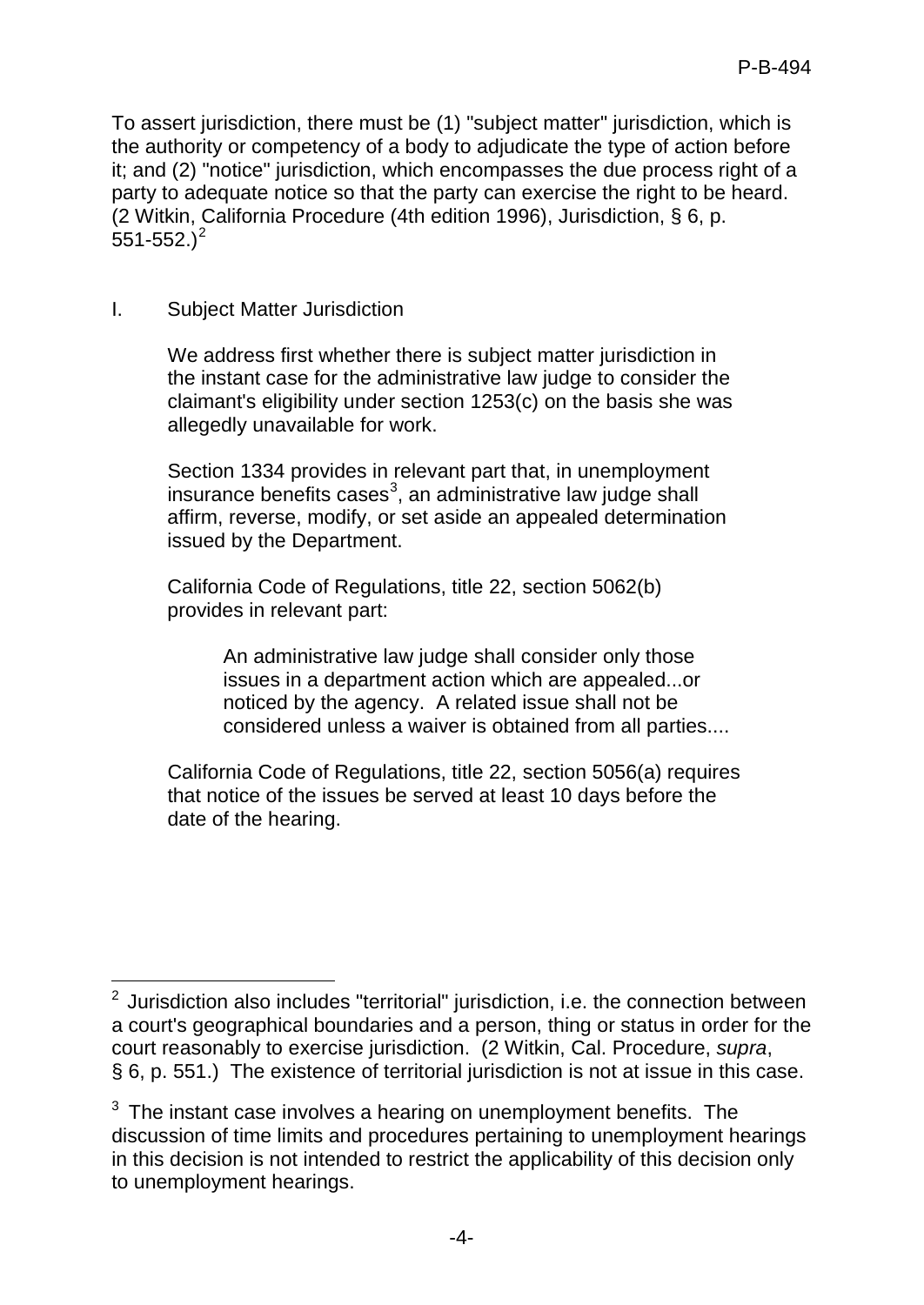To assert jurisdiction, there must be (1) "subject matter" jurisdiction, which is the authority or competency of a body to adjudicate the type of action before it; and (2) "notice" jurisdiction, which encompasses the due process right of a party to adequate notice so that the party can exercise the right to be heard. (2 Witkin, California Procedure (4th edition 1996), Jurisdiction, § 6, p. 551-552.)[2]

## I. Subject Matter Jurisdiction

We address first whether there is subject matter jurisdiction in the instant case for the administrative law judge to consider the claimant's eligibility under section 1253(c) on the basis she was allegedly unavailable for work.

Section 1334 provides in relevant part that, in unemployment insurance benefits cases[3], an administrative law judge shall affirm, reverse, modify, or set aside an appealed determination issued by the Department.

California Code of Regulations, title 22, section 5062(b) provides in relevant part:

> An administrative law judge shall consider only those issues in a department action which are appealed...or noticed by the agency. A related issue shall not be considered unless a waiver is obtained from all parties....

California Code of Regulations, title 22, section 5056(a) requires that notice of the issues be served at least 10 days before the date of the hearing.

---

[2] Jurisdiction also includes "territorial" jurisdiction, i.e. the connection between a court's geographical boundaries and a person, thing or status in order for the court reasonably to exercise jurisdiction. (2 Witkin, Cal. Procedure, *supra*, § 6, p. 551.) The existence of territorial jurisdiction is not at issue in this case.

[3] The instant case involves a hearing on unemployment benefits. The discussion of time limits and procedures pertaining to unemployment hearings in this decision is not intended to restrict the applicability of this decision only to unemployment hearings.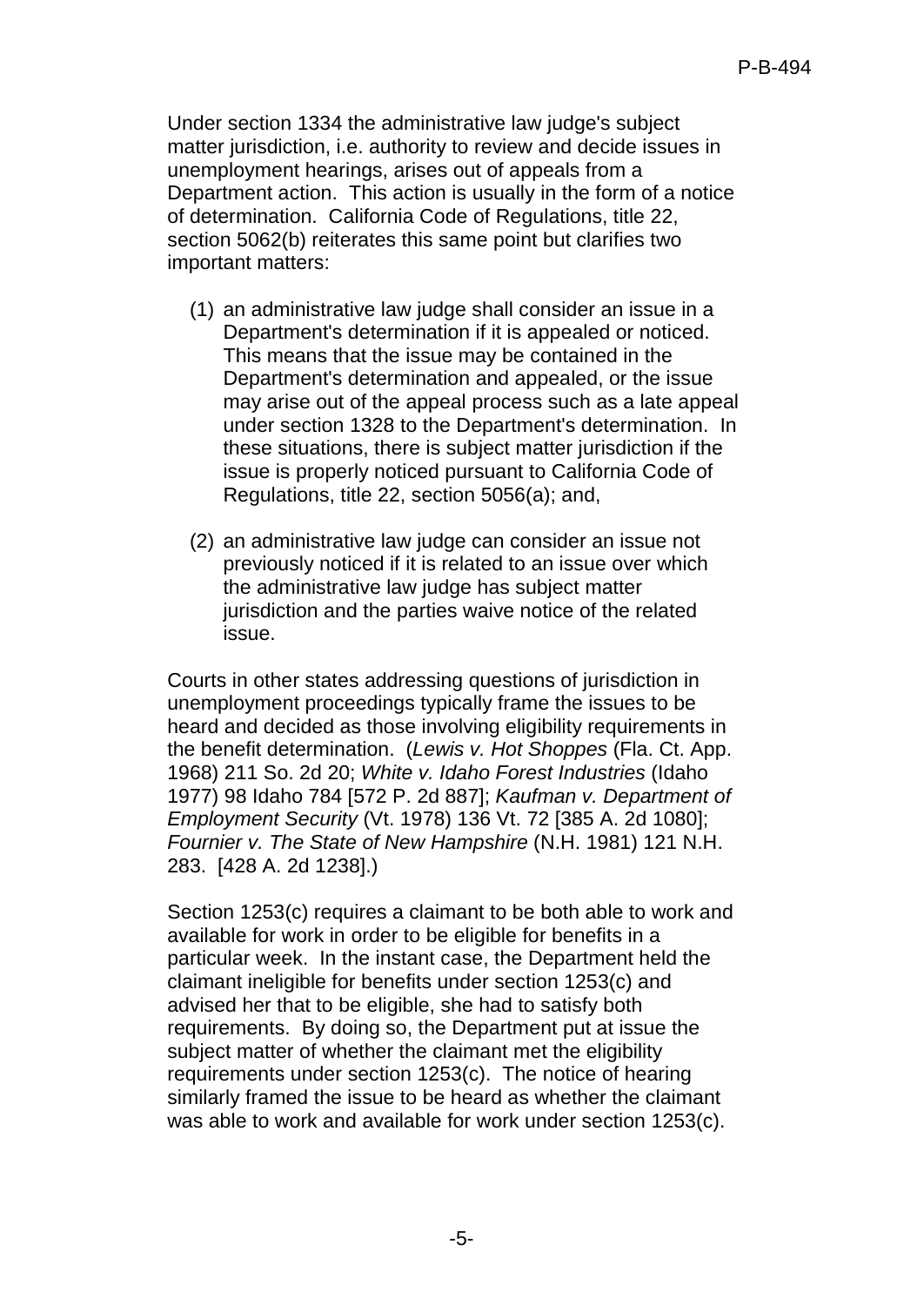Under section 1334 the administrative law judge's subject matter jurisdiction, i.e. authority to review and decide issues in unemployment hearings, arises out of appeals from a Department action. This action is usually in the form of a notice of determination. California Code of Regulations, title 22, section 5062(b) reiterates this same point but clarifies two important matters:

(1) an administrative law judge shall consider an issue in a Department's determination if it is appealed or noticed. This means that the issue may be contained in the Department's determination and appealed, or the issue may arise out of the appeal process such as a late appeal under section 1328 to the Department's determination. In these situations, there is subject matter jurisdiction if the issue is properly noticed pursuant to California Code of Regulations, title 22, section 5056(a); and,

(2) an administrative law judge can consider an issue not previously noticed if it is related to an issue over which the administrative law judge has subject matter jurisdiction and the parties waive notice of the related issue.

Courts in other states addressing questions of jurisdiction in unemployment proceedings typically frame the issues to be heard and decided as those involving eligibility requirements in the benefit determination. (*Lewis v. Hot Shoppes* (Fla. Ct. App. 1968) 211 So. 2d 20; *White v. Idaho Forest Industries* (Idaho 1977) 98 Idaho 784 [572 P. 2d 887]; *Kaufman v. Department of Employment Security* (Vt. 1978) 136 Vt. 72 [385 A. 2d 1080]; *Fournier v. The State of New Hampshire* (N.H. 1981) 121 N.H. 283. [428 A. 2d 1238].)

Section 1253(c) requires a claimant to be both able to work and available for work in order to be eligible for benefits in a particular week. In the instant case, the Department held the claimant ineligible for benefits under section 1253(c) and advised her that to be eligible, she had to satisfy both requirements. By doing so, the Department put at issue the subject matter of whether the claimant met the eligibility requirements under section 1253(c). The notice of hearing similarly framed the issue to be heard as whether the claimant was able to work and available for work under section 1253(c).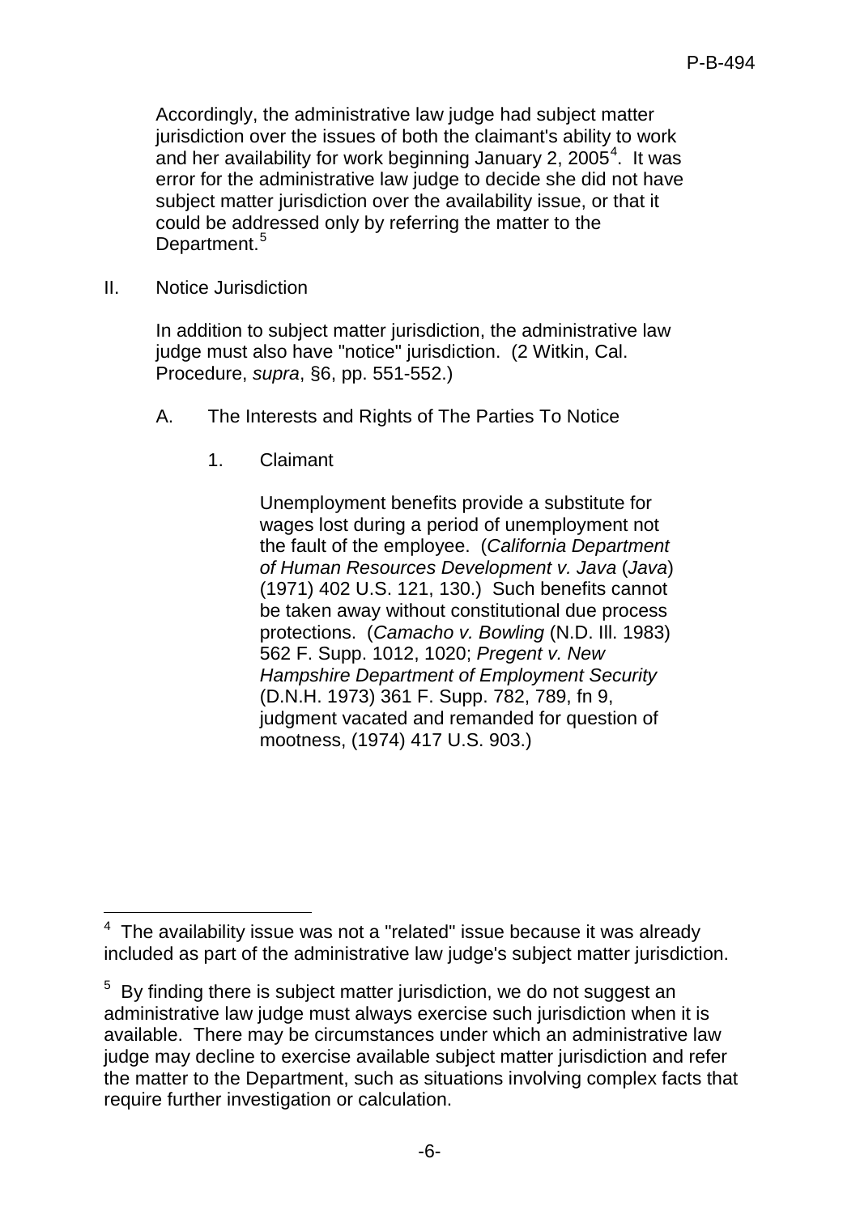Accordingly, the administrative law judge had subject matter jurisdiction over the issues of both the claimant's ability to work and her availability for work beginning January 2, 2005[4]. It was error for the administrative law judge to decide she did not have subject matter jurisdiction over the availability issue, or that it could be addressed only by referring the matter to the Department.[5]

## II. Notice Jurisdiction

In addition to subject matter jurisdiction, the administrative law judge must also have "notice" jurisdiction. (2 Witkin, Cal. Procedure, *supra*, §6, pp. 551-552.)

### A. The Interests and Rights of The Parties To Notice

#### 1. Claimant

Unemployment benefits provide a substitute for wages lost during a period of unemployment not the fault of the employee. (*California Department of Human Resources Development v. Java* (*Java*) (1971) 402 U.S. 121, 130.) Such benefits cannot be taken away without constitutional due process protections. (*Camacho v. Bowling* (N.D. Ill. 1983) 562 F. Supp. 1012, 1020; *Pregent v. New Hampshire Department of Employment Security* (D.N.H. 1973) 361 F. Supp. 782, 789, fn 9, judgment vacated and remanded for question of mootness, (1974) 417 U.S. 903.)

---

[4] The availability issue was not a "related" issue because it was already included as part of the administrative law judge's subject matter jurisdiction.

[5] By finding there is subject matter jurisdiction, we do not suggest an administrative law judge must always exercise such jurisdiction when it is available. There may be circumstances under which an administrative law judge may decline to exercise available subject matter jurisdiction and refer the matter to the Department, such as situations involving complex facts that require further investigation or calculation.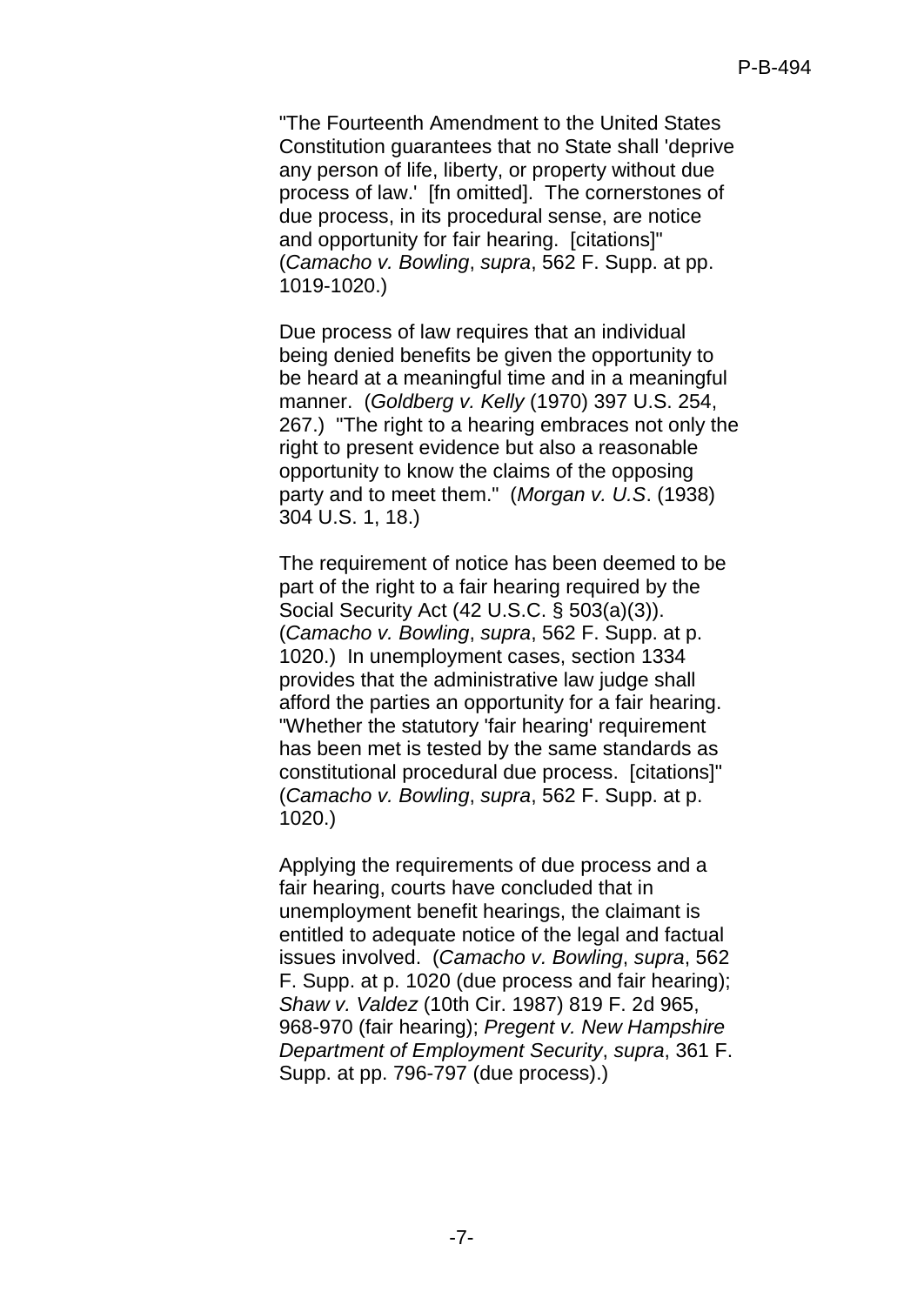"The Fourteenth Amendment to the United States Constitution guarantees that no State shall 'deprive any person of life, liberty, or property without due process of law.' [fn omitted]. The cornerstones of due process, in its procedural sense, are notice and opportunity for fair hearing. [citations]" (*Camacho v. Bowling*, *supra*, 562 F. Supp. at pp. 1019-1020.)

Due process of law requires that an individual being denied benefits be given the opportunity to be heard at a meaningful time and in a meaningful manner. (*Goldberg v. Kelly* (1970) 397 U.S. 254, 267.) "The right to a hearing embraces not only the right to present evidence but also a reasonable opportunity to know the claims of the opposing party and to meet them." (*Morgan v. U.S*. (1938) 304 U.S. 1, 18.)

The requirement of notice has been deemed to be part of the right to a fair hearing required by the Social Security Act (42 U.S.C. § 503(a)(3)). (*Camacho v. Bowling*, *supra*, 562 F. Supp. at p. 1020.) In unemployment cases, section 1334 provides that the administrative law judge shall afford the parties an opportunity for a fair hearing. "Whether the statutory 'fair hearing' requirement has been met is tested by the same standards as constitutional procedural due process. [citations]" (*Camacho v. Bowling*, *supra*, 562 F. Supp. at p. 1020.)

Applying the requirements of due process and a fair hearing, courts have concluded that in unemployment benefit hearings, the claimant is entitled to adequate notice of the legal and factual issues involved. (*Camacho v. Bowling*, *supra*, 562 F. Supp. at p. 1020 (due process and fair hearing); *Shaw v. Valdez* (10th Cir. 1987) 819 F. 2d 965, 968-970 (fair hearing); *Pregent v. New Hampshire Department of Employment Security*, *supra*, 361 F. Supp. at pp. 796-797 (due process).)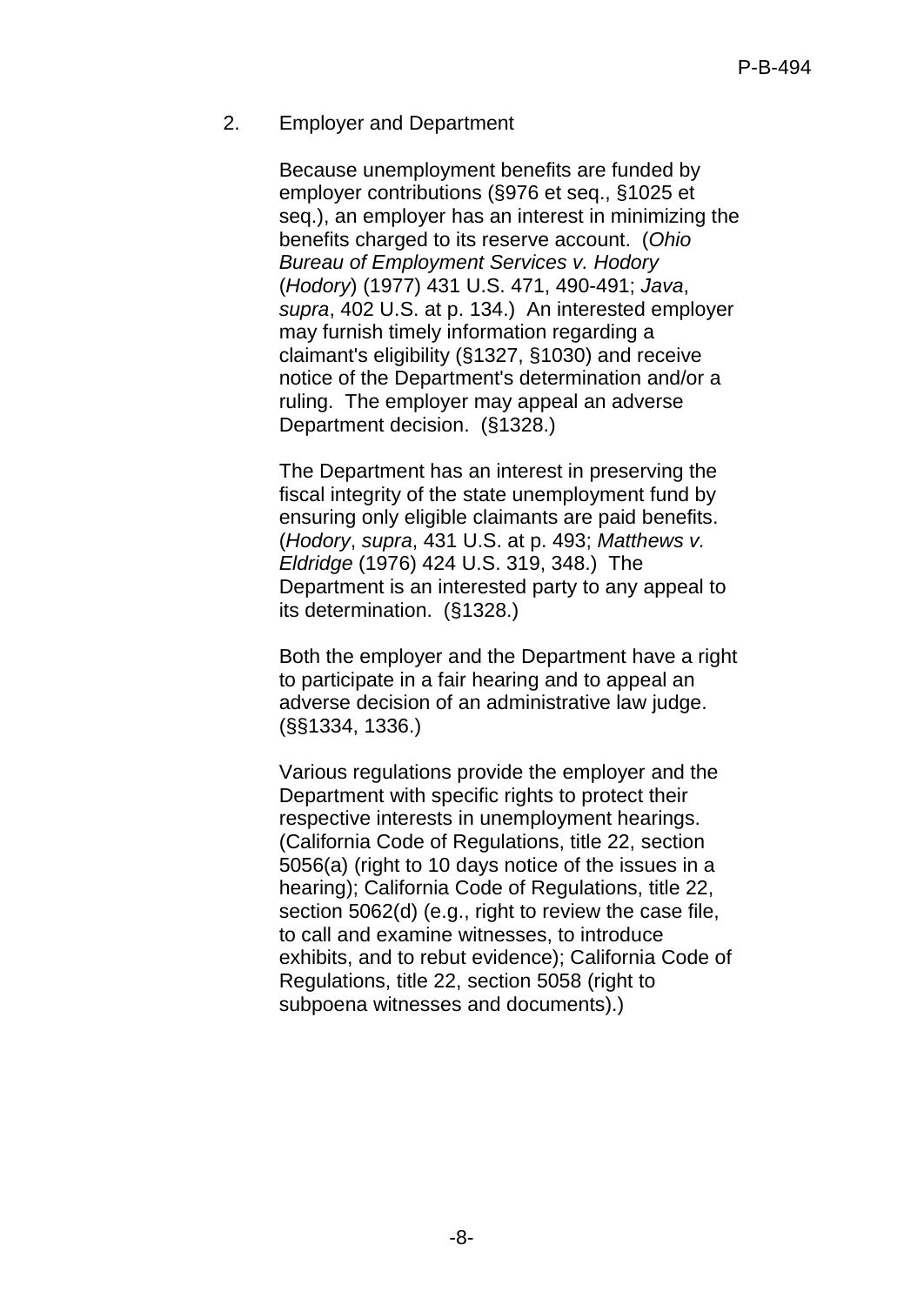2. Employer and Department

Because unemployment benefits are funded by employer contributions (§976 et seq., §1025 et seq.), an employer has an interest in minimizing the benefits charged to its reserve account. (*Ohio Bureau of Employment Services v. Hodory* (*Hodory*) (1977) 431 U.S. 471, 490-491; *Java*, *supra*, 402 U.S. at p. 134.) An interested employer may furnish timely information regarding a claimant's eligibility (§1327, §1030) and receive notice of the Department's determination and/or a ruling. The employer may appeal an adverse Department decision. (§1328.)

The Department has an interest in preserving the fiscal integrity of the state unemployment fund by ensuring only eligible claimants are paid benefits. (*Hodory*, *supra*, 431 U.S. at p. 493; *Matthews v. Eldridge* (1976) 424 U.S. 319, 348.) The Department is an interested party to any appeal to its determination. (§1328.)

Both the employer and the Department have a right to participate in a fair hearing and to appeal an adverse decision of an administrative law judge. (§§1334, 1336.)

Various regulations provide the employer and the Department with specific rights to protect their respective interests in unemployment hearings. (California Code of Regulations, title 22, section 5056(a) (right to 10 days notice of the issues in a hearing); California Code of Regulations, title 22, section 5062(d) (e.g., right to review the case file, to call and examine witnesses, to introduce exhibits, and to rebut evidence); California Code of Regulations, title 22, section 5058 (right to subpoena witnesses and documents).)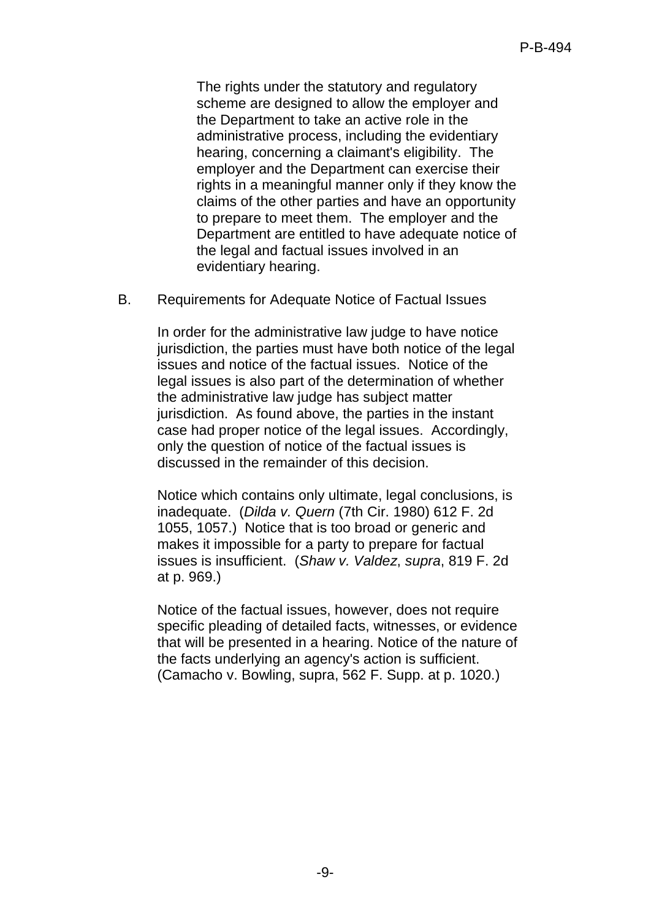> The rights under the statutory and regulatory scheme are designed to allow the employer and the Department to take an active role in the administrative process, including the evidentiary hearing, concerning a claimant's eligibility. The employer and the Department can exercise their rights in a meaningful manner only if they know the claims of the other parties and have an opportunity to prepare to meet them. The employer and the Department are entitled to have adequate notice of the legal and factual issues involved in an evidentiary hearing.

B. Requirements for Adequate Notice of Factual Issues

In order for the administrative law judge to have notice jurisdiction, the parties must have both notice of the legal issues and notice of the factual issues. Notice of the legal issues is also part of the determination of whether the administrative law judge has subject matter jurisdiction. As found above, the parties in the instant case had proper notice of the legal issues. Accordingly, only the question of notice of the factual issues is discussed in the remainder of this decision.

Notice which contains only ultimate, legal conclusions, is inadequate. (*Dilda v. Quern* (7th Cir. 1980) 612 F. 2d 1055, 1057.) Notice that is too broad or generic and makes it impossible for a party to prepare for factual issues is insufficient. (*Shaw v. Valdez*, *supra*, 819 F. 2d at p. 969.)

Notice of the factual issues, however, does not require specific pleading of detailed facts, witnesses, or evidence that will be presented in a hearing. Notice of the nature of the facts underlying an agency's action is sufficient. (Camacho v. Bowling, supra, 562 F. Supp. at p. 1020.)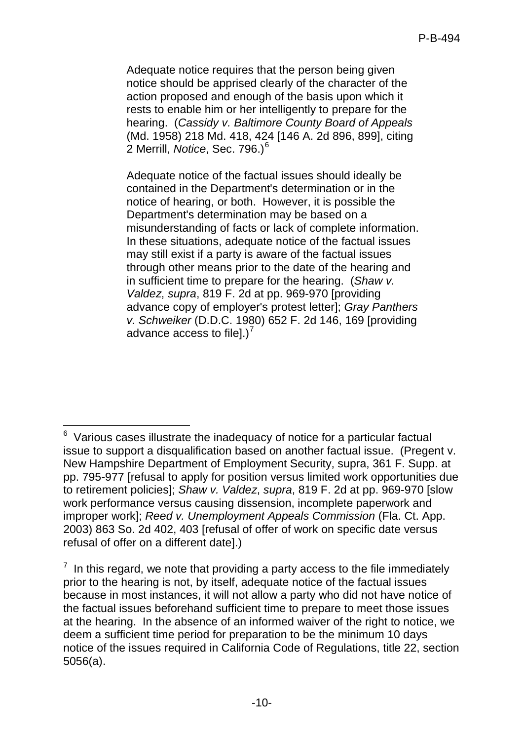Adequate notice requires that the person being given notice should be apprised clearly of the character of the action proposed and enough of the basis upon which it rests to enable him or her intelligently to prepare for the hearing. (*Cassidy v. Baltimore County Board of Appeals* (Md. 1958) 218 Md. 418, 424 [146 A. 2d 896, 899], citing 2 Merrill, *Notice*, Sec. 796.)[6]

Adequate notice of the factual issues should ideally be contained in the Department's determination or in the notice of hearing, or both. However, it is possible the Department's determination may be based on a misunderstanding of facts or lack of complete information. In these situations, adequate notice of the factual issues may still exist if a party is aware of the factual issues through other means prior to the date of the hearing and in sufficient time to prepare for the hearing. (*Shaw v. Valdez*, *supra*, 819 F. 2d at pp. 969-970 [providing advance copy of employer's protest letter]; *Gray Panthers v. Schweiker* (D.D.C. 1980) 652 F. 2d 146, 169 [providing advance access to file].)[7]

---

[6] Various cases illustrate the inadequacy of notice for a particular factual issue to support a disqualification based on another factual issue. (Pregent v. New Hampshire Department of Employment Security, supra, 361 F. Supp. at pp. 795-977 [refusal to apply for position versus limited work opportunities due to retirement policies]; *Shaw v. Valdez*, *supra*, 819 F. 2d at pp. 969-970 [slow work performance versus causing dissension, incomplete paperwork and improper work]; *Reed v. Unemployment Appeals Commission* (Fla. Ct. App. 2003) 863 So. 2d 402, 403 [refusal of offer of work on specific date versus refusal of offer on a different date].)

[7] In this regard, we note that providing a party access to the file immediately prior to the hearing is not, by itself, adequate notice of the factual issues because in most instances, it will not allow a party who did not have notice of the factual issues beforehand sufficient time to prepare to meet those issues at the hearing. In the absence of an informed waiver of the right to notice, we deem a sufficient time period for preparation to be the minimum 10 days notice of the issues required in California Code of Regulations, title 22, section 5056(a).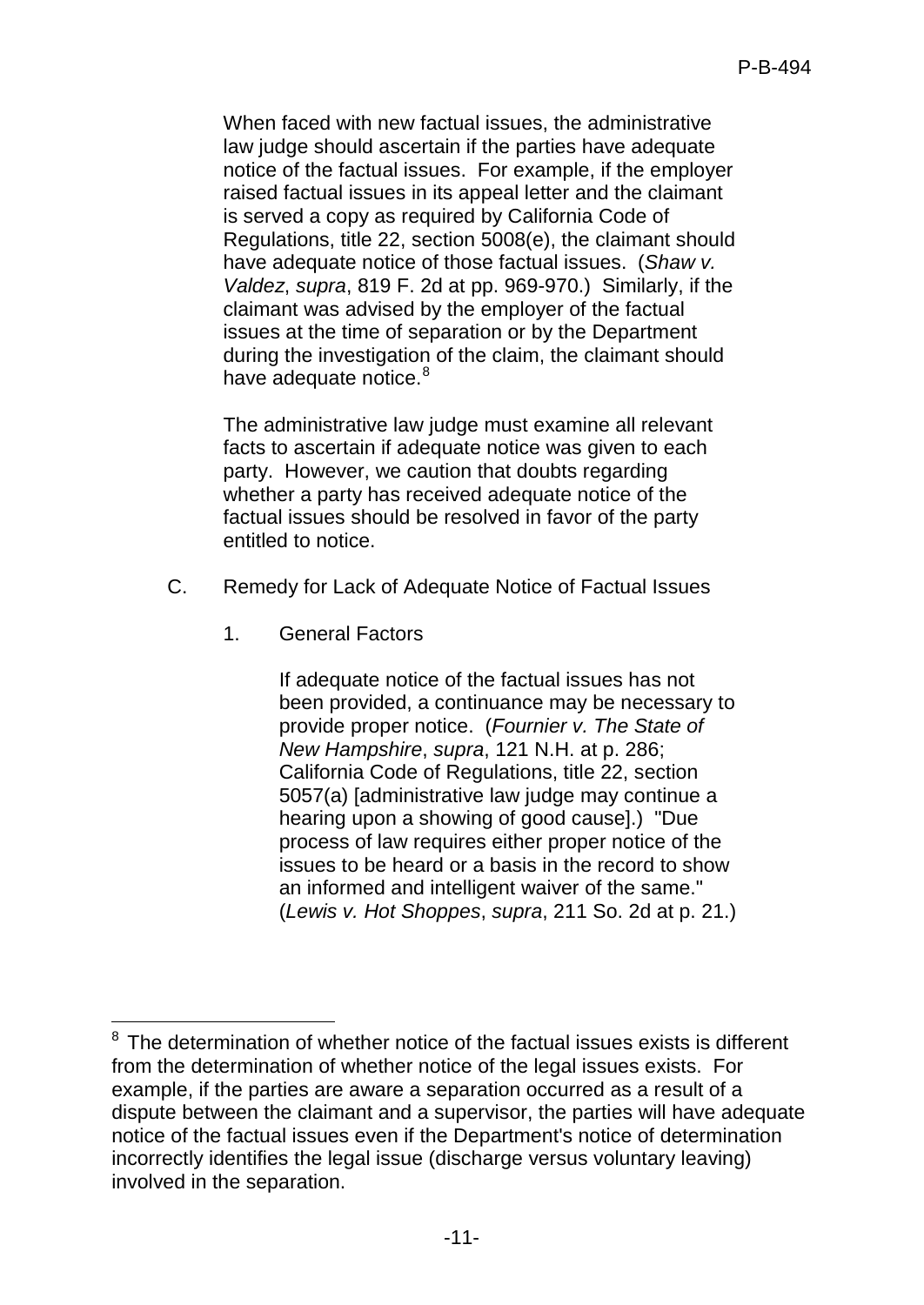When faced with new factual issues, the administrative law judge should ascertain if the parties have adequate notice of the factual issues. For example, if the employer raised factual issues in its appeal letter and the claimant is served a copy as required by California Code of Regulations, title 22, section 5008(e), the claimant should have adequate notice of those factual issues. (*Shaw v. Valdez*, *supra*, 819 F. 2d at pp. 969-970.) Similarly, if the claimant was advised by the employer of the factual issues at the time of separation or by the Department during the investigation of the claim, the claimant should have adequate notice.[8]

The administrative law judge must examine all relevant facts to ascertain if adequate notice was given to each party. However, we caution that doubts regarding whether a party has received adequate notice of the factual issues should be resolved in favor of the party entitled to notice.

C. Remedy for Lack of Adequate Notice of Factual Issues

1. General Factors

If adequate notice of the factual issues has not been provided, a continuance may be necessary to provide proper notice. (*Fournier v. The State of New Hampshire*, *supra*, 121 N.H. at p. 286; California Code of Regulations, title 22, section 5057(a) [administrative law judge may continue a hearing upon a showing of good cause].) "Due process of law requires either proper notice of the issues to be heard or a basis in the record to show an informed and intelligent waiver of the same." (*Lewis v. Hot Shoppes*, *supra*, 211 So. 2d at p. 21.)

---

[8] The determination of whether notice of the factual issues exists is different from the determination of whether notice of the legal issues exists. For example, if the parties are aware a separation occurred as a result of a dispute between the claimant and a supervisor, the parties will have adequate notice of the factual issues even if the Department's notice of determination incorrectly identifies the legal issue (discharge versus voluntary leaving) involved in the separation.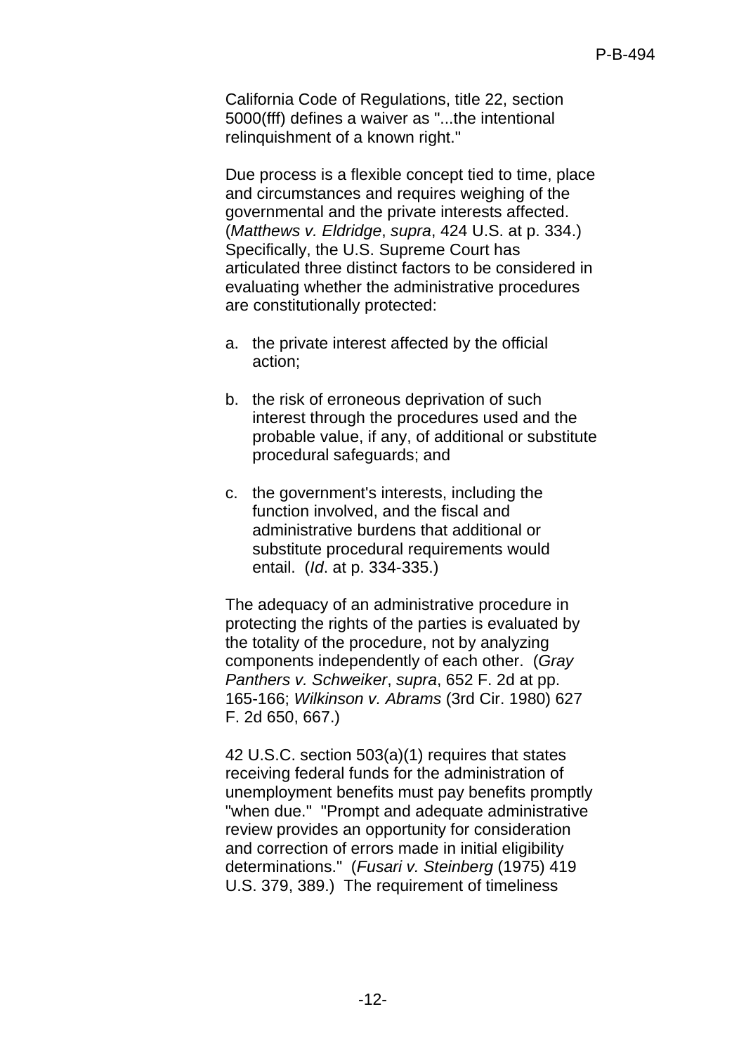California Code of Regulations, title 22, section 5000(fff) defines a waiver as "...the intentional relinquishment of a known right."

Due process is a flexible concept tied to time, place and circumstances and requires weighing of the governmental and the private interests affected. (*Matthews v. Eldridge*, *supra*, 424 U.S. at p. 334.) Specifically, the U.S. Supreme Court has articulated three distinct factors to be considered in evaluating whether the administrative procedures are constitutionally protected:

a. the private interest affected by the official action;

b. the risk of erroneous deprivation of such interest through the procedures used and the probable value, if any, of additional or substitute procedural safeguards; and

c. the government's interests, including the function involved, and the fiscal and administrative burdens that additional or substitute procedural requirements would entail. (*Id*. at p. 334-335.)

The adequacy of an administrative procedure in protecting the rights of the parties is evaluated by the totality of the procedure, not by analyzing components independently of each other. (*Gray Panthers v. Schweiker*, *supra*, 652 F. 2d at pp. 165-166; *Wilkinson v. Abrams* (3rd Cir. 1980) 627 F. 2d 650, 667.)

42 U.S.C. section 503(a)(1) requires that states receiving federal funds for the administration of unemployment benefits must pay benefits promptly "when due." "Prompt and adequate administrative review provides an opportunity for consideration and correction of errors made in initial eligibility determinations." (*Fusari v. Steinberg* (1975) 419 U.S. 379, 389.) The requirement of timeliness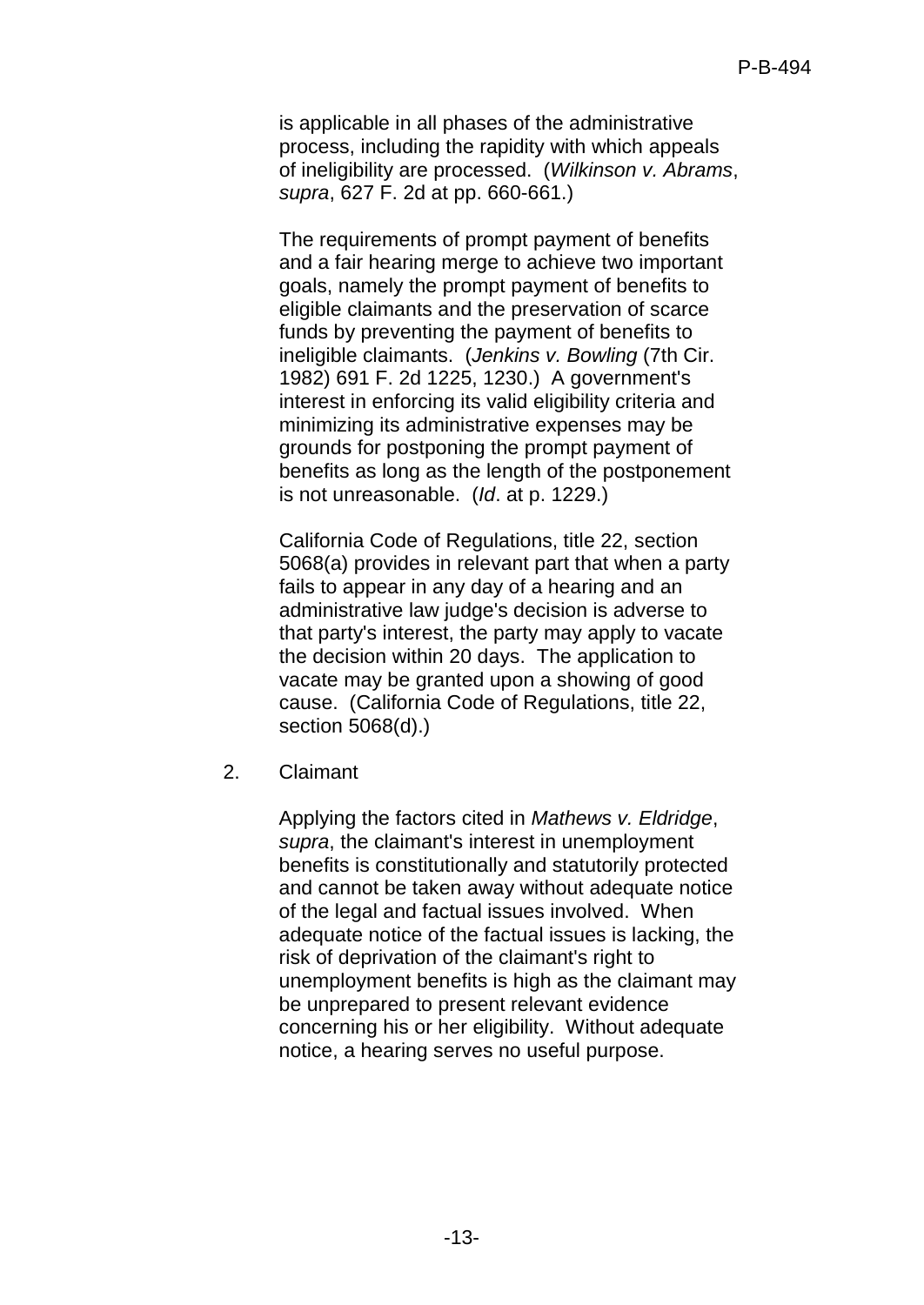is applicable in all phases of the administrative process, including the rapidity with which appeals of ineligibility are processed. (*Wilkinson v. Abrams*, *supra*, 627 F. 2d at pp. 660-661.)

The requirements of prompt payment of benefits and a fair hearing merge to achieve two important goals, namely the prompt payment of benefits to eligible claimants and the preservation of scarce funds by preventing the payment of benefits to ineligible claimants. (*Jenkins v. Bowling* (7th Cir. 1982) 691 F. 2d 1225, 1230.) A government's interest in enforcing its valid eligibility criteria and minimizing its administrative expenses may be grounds for postponing the prompt payment of benefits as long as the length of the postponement is not unreasonable. (*Id*. at p. 1229.)

California Code of Regulations, title 22, section 5068(a) provides in relevant part that when a party fails to appear in any day of a hearing and an administrative law judge's decision is adverse to that party's interest, the party may apply to vacate the decision within 20 days. The application to vacate may be granted upon a showing of good cause. (California Code of Regulations, title 22, section 5068(d).)

2. Claimant

Applying the factors cited in *Mathews v. Eldridge*, *supra*, the claimant's interest in unemployment benefits is constitutionally and statutorily protected and cannot be taken away without adequate notice of the legal and factual issues involved. When adequate notice of the factual issues is lacking, the risk of deprivation of the claimant's right to unemployment benefits is high as the claimant may be unprepared to present relevant evidence concerning his or her eligibility. Without adequate notice, a hearing serves no useful purpose.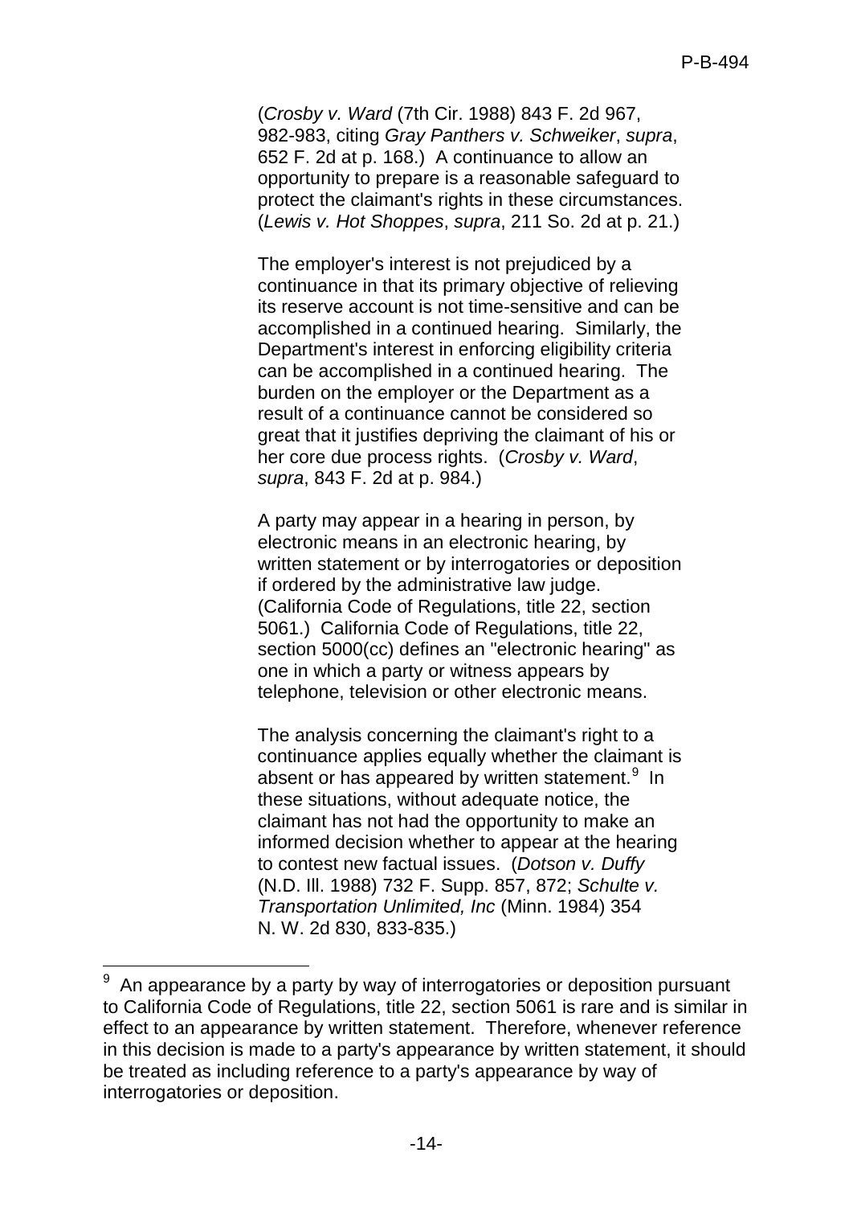(*Crosby v. Ward* (7th Cir. 1988) 843 F. 2d 967, 982-983, citing *Gray Panthers v. Schweiker*, *supra*, 652 F. 2d at p. 168.) A continuance to allow an opportunity to prepare is a reasonable safeguard to protect the claimant's rights in these circumstances. (*Lewis v. Hot Shoppes*, *supra*, 211 So. 2d at p. 21.)

The employer's interest is not prejudiced by a continuance in that its primary objective of relieving its reserve account is not time-sensitive and can be accomplished in a continued hearing. Similarly, the Department's interest in enforcing eligibility criteria can be accomplished in a continued hearing. The burden on the employer or the Department as a result of a continuance cannot be considered so great that it justifies depriving the claimant of his or her core due process rights. (*Crosby v. Ward*, *supra*, 843 F. 2d at p. 984.)

A party may appear in a hearing in person, by electronic means in an electronic hearing, by written statement or by interrogatories or deposition if ordered by the administrative law judge. (California Code of Regulations, title 22, section 5061.) California Code of Regulations, title 22, section 5000(cc) defines an "electronic hearing" as one in which a party or witness appears by telephone, television or other electronic means.

The analysis concerning the claimant's right to a continuance applies equally whether the claimant is absent or has appeared by written statement.[9] In these situations, without adequate notice, the claimant has not had the opportunity to make an informed decision whether to appear at the hearing to contest new factual issues. (*Dotson v. Duffy* (N.D. Ill. 1988) 732 F. Supp. 857, 872; *Schulte v. Transportation Unlimited, Inc* (Minn. 1984) 354 N. W. 2d 830, 833-835.)

---

[9] An appearance by a party by way of interrogatories or deposition pursuant to California Code of Regulations, title 22, section 5061 is rare and is similar in effect to an appearance by written statement. Therefore, whenever reference in this decision is made to a party's appearance by written statement, it should be treated as including reference to a party's appearance by way of interrogatories or deposition.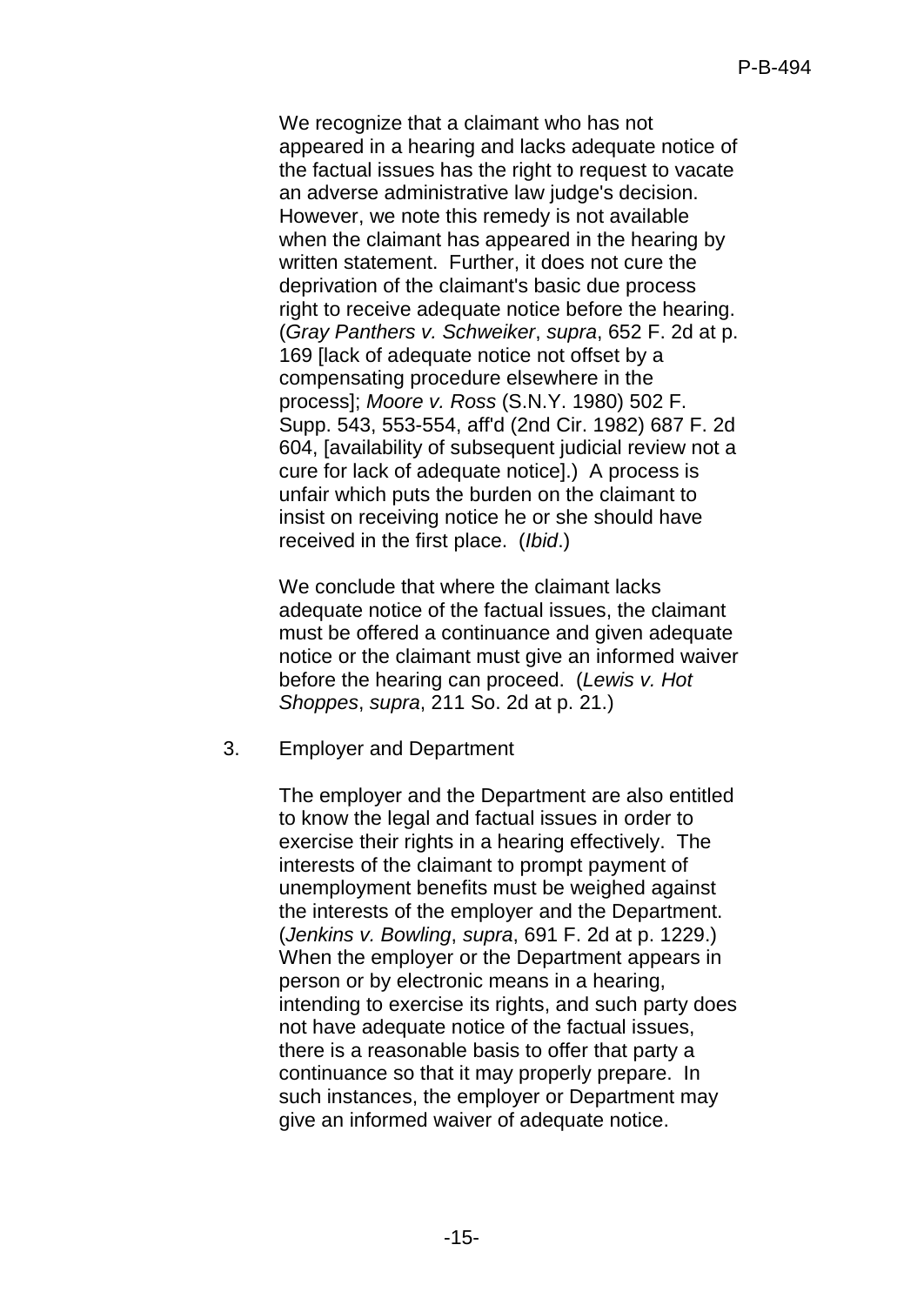We recognize that a claimant who has not appeared in a hearing and lacks adequate notice of the factual issues has the right to request to vacate an adverse administrative law judge's decision. However, we note this remedy is not available when the claimant has appeared in the hearing by written statement. Further, it does not cure the deprivation of the claimant's basic due process right to receive adequate notice before the hearing. (*Gray Panthers v. Schweiker*, *supra*, 652 F. 2d at p. 169 [lack of adequate notice not offset by a compensating procedure elsewhere in the process]; *Moore v. Ross* (S.N.Y. 1980) 502 F. Supp. 543, 553-554, aff'd (2nd Cir. 1982) 687 F. 2d 604, [availability of subsequent judicial review not a cure for lack of adequate notice].) A process is unfair which puts the burden on the claimant to insist on receiving notice he or she should have received in the first place. (*Ibid*.)

We conclude that where the claimant lacks adequate notice of the factual issues, the claimant must be offered a continuance and given adequate notice or the claimant must give an informed waiver before the hearing can proceed. (*Lewis v. Hot Shoppes*, *supra*, 211 So. 2d at p. 21.)

3. Employer and Department

The employer and the Department are also entitled to know the legal and factual issues in order to exercise their rights in a hearing effectively. The interests of the claimant to prompt payment of unemployment benefits must be weighed against the interests of the employer and the Department. (*Jenkins v. Bowling*, *supra*, 691 F. 2d at p. 1229.) When the employer or the Department appears in person or by electronic means in a hearing, intending to exercise its rights, and such party does not have adequate notice of the factual issues, there is a reasonable basis to offer that party a continuance so that it may properly prepare. In such instances, the employer or Department may give an informed waiver of adequate notice.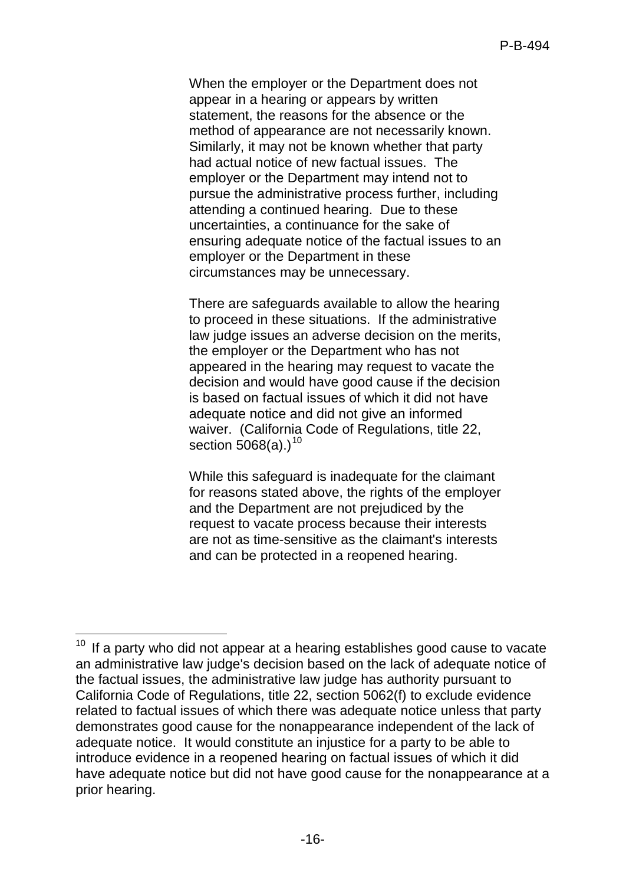When the employer or the Department does not appear in a hearing or appears by written statement, the reasons for the absence or the method of appearance are not necessarily known. Similarly, it may not be known whether that party had actual notice of new factual issues. The employer or the Department may intend not to pursue the administrative process further, including attending a continued hearing. Due to these uncertainties, a continuance for the sake of ensuring adequate notice of the factual issues to an employer or the Department in these circumstances may be unnecessary.

There are safeguards available to allow the hearing to proceed in these situations. If the administrative law judge issues an adverse decision on the merits, the employer or the Department who has not appeared in the hearing may request to vacate the decision and would have good cause if the decision is based on factual issues of which it did not have adequate notice and did not give an informed waiver. (California Code of Regulations, title 22, section 5068(a).)[10]

While this safeguard is inadequate for the claimant for reasons stated above, the rights of the employer and the Department are not prejudiced by the request to vacate process because their interests are not as time-sensitive as the claimant's interests and can be protected in a reopened hearing.

---

[10] If a party who did not appear at a hearing establishes good cause to vacate an administrative law judge's decision based on the lack of adequate notice of the factual issues, the administrative law judge has authority pursuant to California Code of Regulations, title 22, section 5062(f) to exclude evidence related to factual issues of which there was adequate notice unless that party demonstrates good cause for the nonappearance independent of the lack of adequate notice. It would constitute an injustice for a party to be able to introduce evidence in a reopened hearing on factual issues of which it did have adequate notice but did not have good cause for the nonappearance at a prior hearing.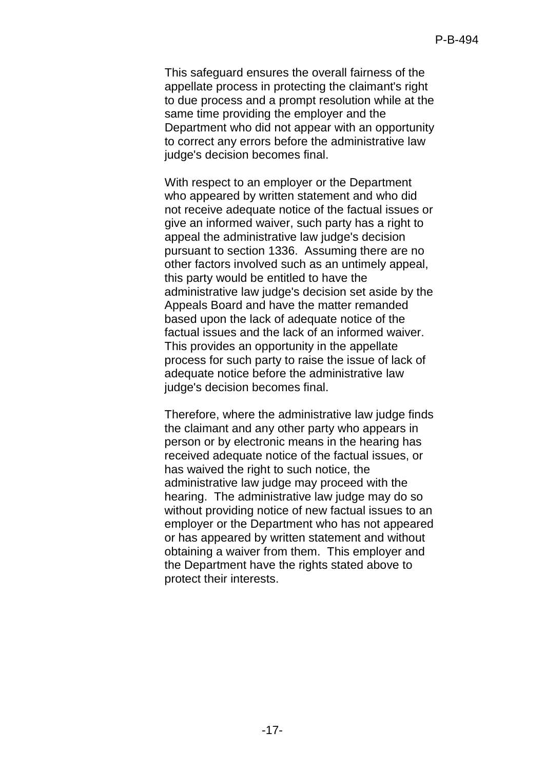This safeguard ensures the overall fairness of the appellate process in protecting the claimant's right to due process and a prompt resolution while at the same time providing the employer and the Department who did not appear with an opportunity to correct any errors before the administrative law judge's decision becomes final.

With respect to an employer or the Department who appeared by written statement and who did not receive adequate notice of the factual issues or give an informed waiver, such party has a right to appeal the administrative law judge's decision pursuant to section 1336. Assuming there are no other factors involved such as an untimely appeal, this party would be entitled to have the administrative law judge's decision set aside by the Appeals Board and have the matter remanded based upon the lack of adequate notice of the factual issues and the lack of an informed waiver. This provides an opportunity in the appellate process for such party to raise the issue of lack of adequate notice before the administrative law judge's decision becomes final.

Therefore, where the administrative law judge finds the claimant and any other party who appears in person or by electronic means in the hearing has received adequate notice of the factual issues, or has waived the right to such notice, the administrative law judge may proceed with the hearing. The administrative law judge may do so without providing notice of new factual issues to an employer or the Department who has not appeared or has appeared by written statement and without obtaining a waiver from them. This employer and the Department have the rights stated above to protect their interests.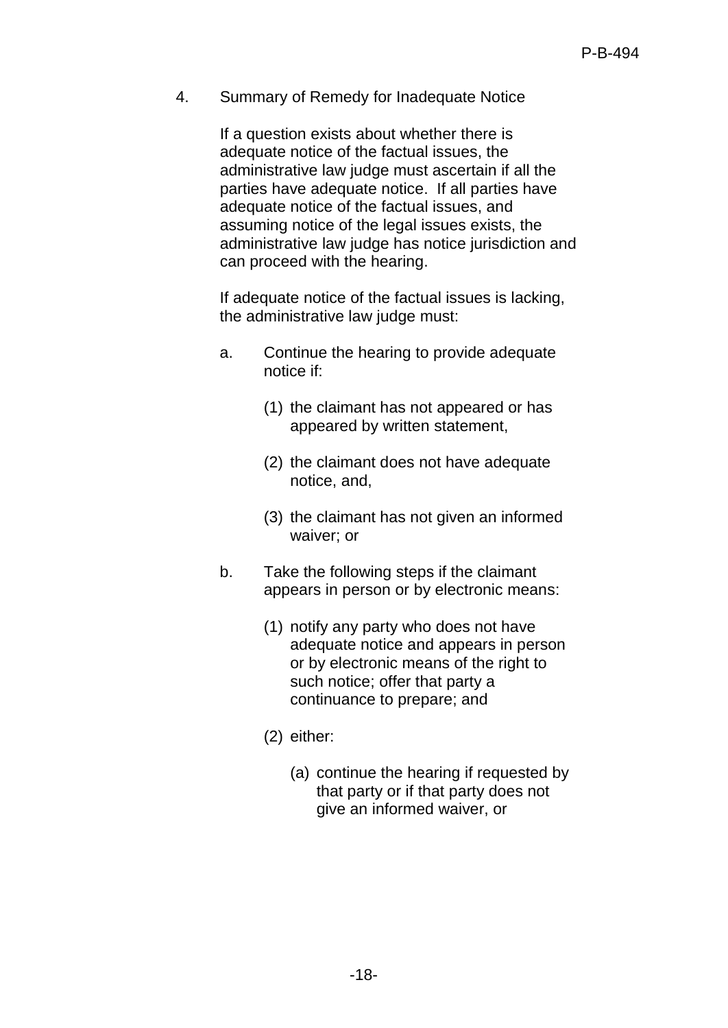4. Summary of Remedy for Inadequate Notice

If a question exists about whether there is adequate notice of the factual issues, the administrative law judge must ascertain if all the parties have adequate notice. If all parties have adequate notice of the factual issues, and assuming notice of the legal issues exists, the administrative law judge has notice jurisdiction and can proceed with the hearing.

If adequate notice of the factual issues is lacking, the administrative law judge must:

a. Continue the hearing to provide adequate notice if:

   (1) the claimant has not appeared or has appeared by written statement,

   (2) the claimant does not have adequate notice, and,

   (3) the claimant has not given an informed waiver; or

b. Take the following steps if the claimant appears in person or by electronic means:

   (1) notify any party who does not have adequate notice and appears in person or by electronic means of the right to such notice; offer that party a continuance to prepare; and

   (2) either:

      (a) continue the hearing if requested by that party or if that party does not give an informed waiver, or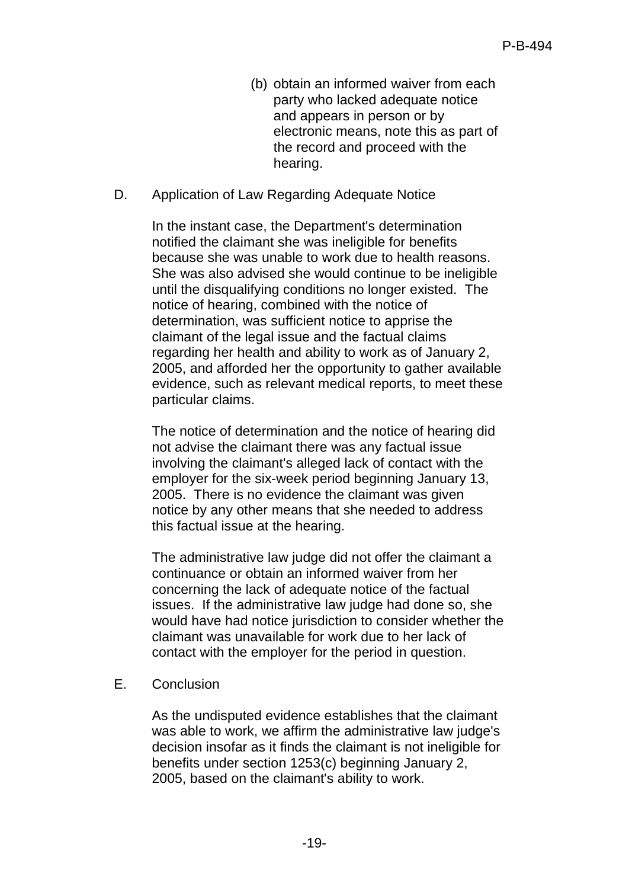(b) obtain an informed waiver from each party who lacked adequate notice and appears in person or by electronic means, note this as part of the record and proceed with the hearing.

D. Application of Law Regarding Adequate Notice

In the instant case, the Department's determination notified the claimant she was ineligible for benefits because she was unable to work due to health reasons. She was also advised she would continue to be ineligible until the disqualifying conditions no longer existed. The notice of hearing, combined with the notice of determination, was sufficient notice to apprise the claimant of the legal issue and the factual claims regarding her health and ability to work as of January 2, 2005, and afforded her the opportunity to gather available evidence, such as relevant medical reports, to meet these particular claims.

The notice of determination and the notice of hearing did not advise the claimant there was any factual issue involving the claimant's alleged lack of contact with the employer for the six-week period beginning January 13, 2005. There is no evidence the claimant was given notice by any other means that she needed to address this factual issue at the hearing.

The administrative law judge did not offer the claimant a continuance or obtain an informed waiver from her concerning the lack of adequate notice of the factual issues. If the administrative law judge had done so, she would have had notice jurisdiction to consider whether the claimant was unavailable for work due to her lack of contact with the employer for the period in question.

E. Conclusion

As the undisputed evidence establishes that the claimant was able to work, we affirm the administrative law judge's decision insofar as it finds the claimant is not ineligible for benefits under section 1253(c) beginning January 2, 2005, based on the claimant's ability to work.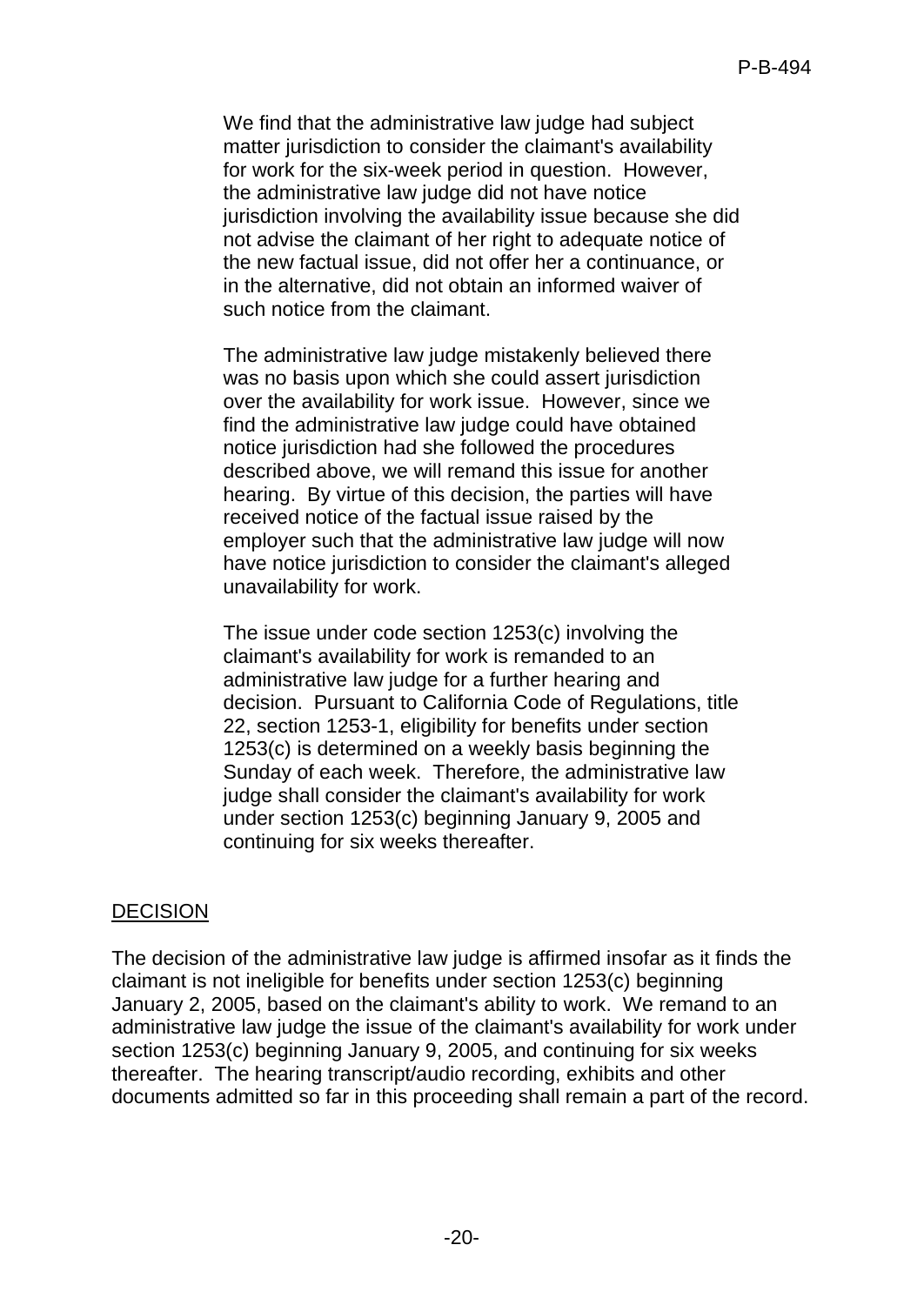We find that the administrative law judge had subject matter jurisdiction to consider the claimant's availability for work for the six-week period in question. However, the administrative law judge did not have notice jurisdiction involving the availability issue because she did not advise the claimant of her right to adequate notice of the new factual issue, did not offer her a continuance, or in the alternative, did not obtain an informed waiver of such notice from the claimant.

The administrative law judge mistakenly believed there was no basis upon which she could assert jurisdiction over the availability for work issue. However, since we find the administrative law judge could have obtained notice jurisdiction had she followed the procedures described above, we will remand this issue for another hearing. By virtue of this decision, the parties will have received notice of the factual issue raised by the employer such that the administrative law judge will now have notice jurisdiction to consider the claimant's alleged unavailability for work.

The issue under code section 1253(c) involving the claimant's availability for work is remanded to an administrative law judge for a further hearing and decision. Pursuant to California Code of Regulations, title 22, section 1253-1, eligibility for benefits under section 1253(c) is determined on a weekly basis beginning the Sunday of each week. Therefore, the administrative law judge shall consider the claimant's availability for work under section 1253(c) beginning January 9, 2005 and continuing for six weeks thereafter.

## DECISION

The decision of the administrative law judge is affirmed insofar as it finds the claimant is not ineligible for benefits under section 1253(c) beginning January 2, 2005, based on the claimant's ability to work. We remand to an administrative law judge the issue of the claimant's availability for work under section 1253(c) beginning January 9, 2005, and continuing for six weeks thereafter. The hearing transcript/audio recording, exhibits and other documents admitted so far in this proceeding shall remain a part of the record.